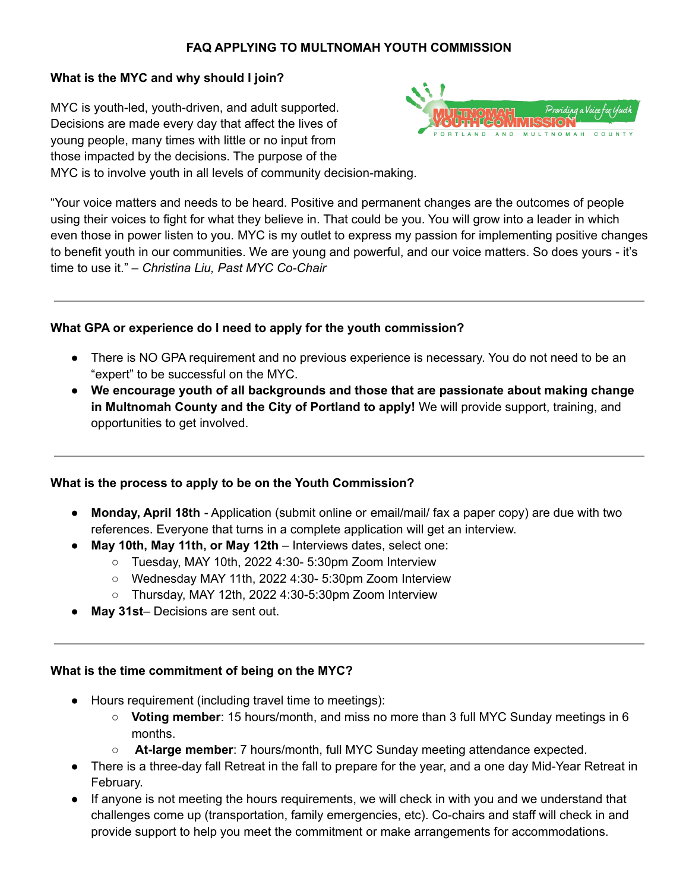# FAQ APPLYING TO MULTNOMAH YOUTH COMMISSION

### What is the MYC and why should I join?

MYC is youth-led, youth-driven, and adult supported. Decisions are made every day that affect the lives of young people, many times with little or no input from those impacted by the decisions. The purpose of the MYC is to involve youth in all levels of community decision-making.

"Your voice matters and needs to be heard. Positive and permanent changes are the outcomes of people using their voices to fight for what they believe in. That could be you. You will grow into a leader in which even those in power listen to you. MYC is my outlet to express my passion for implementing positive changes to benefit youth in our communities. We are young and powerful, and our voice matters. So does yours - it's time to use it." – *Christina Liu, Past MYC Co-Chair*

---

### What GPA or experience do I need to apply for the youth commission?

- There is NO GPA requirement and no previous experience is necessary. You do not need to be an "expert" to be successful on the MYC.
- **We encourage youth of all backgrounds and those that are passionate about making change in Multnomah County and the City of Portland to apply!** We will provide support, training, and opportunities to get involved.

---

### What is the process to apply to be on the Youth Commission?

- **Monday, April 18th** - Application (submit online or email/mail/ fax a paper copy) are due with two references. Everyone that turns in a complete application will get an interview.
- **May 10th, May 11th, or May 12th** – Interviews dates, select one:
  - Tuesday, MAY 10th, 2022 4:30- 5:30pm Zoom Interview
  - Wednesday MAY 11th, 2022 4:30- 5:30pm Zoom Interview
  - Thursday, MAY 12th, 2022 4:30-5:30pm Zoom Interview
- **May 31st**– Decisions are sent out.

---

### What is the time commitment of being on the MYC?

- Hours requirement (including travel time to meetings):
  - **Voting member**: 15 hours/month, and miss no more than 3 full MYC Sunday meetings in 6 months.
  - **At-large member**: 7 hours/month, full MYC Sunday meeting attendance expected.
- There is a three-day fall Retreat in the fall to prepare for the year, and a one day Mid-Year Retreat in February.
- If anyone is not meeting the hours requirements, we will check in with you and we understand that challenges come up (transportation, family emergencies, etc). Co-chairs and staff will check in and provide support to help you meet the commitment or make arrangements for accommodations.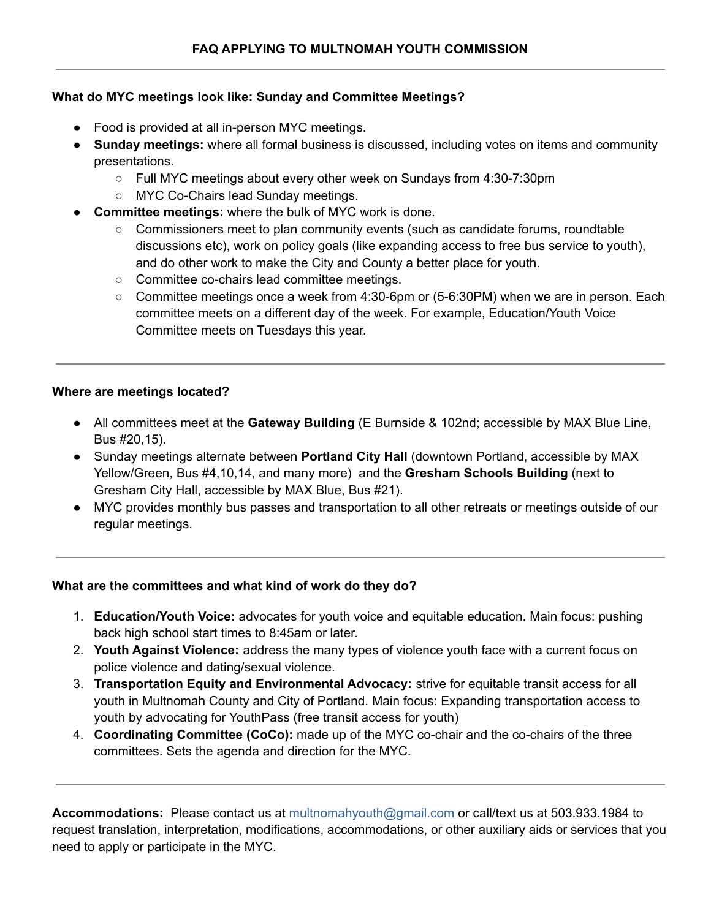# FAQ APPLYING TO MULTNOMAH YOUTH COMMISSION

---

**What do MYC meetings look like: Sunday and Committee Meetings?**

- Food is provided at all in-person MYC meetings.
- **Sunday meetings:** where all formal business is discussed, including votes on items and community presentations.
  - Full MYC meetings about every other week on Sundays from 4:30-7:30pm
  - MYC Co-Chairs lead Sunday meetings.
- **Committee meetings:** where the bulk of MYC work is done.
  - Commissioners meet to plan community events (such as candidate forums, roundtable discussions etc), work on policy goals (like expanding access to free bus service to youth), and do other work to make the City and County a better place for youth.
  - Committee co-chairs lead committee meetings.
  - Committee meetings once a week from 4:30-6pm or (5-6:30PM) when we are in person. Each committee meets on a different day of the week. For example, Education/Youth Voice Committee meets on Tuesdays this year.

---

**Where are meetings located?**

- All committees meet at the **Gateway Building** (E Burnside & 102nd; accessible by MAX Blue Line, Bus #20,15).
- Sunday meetings alternate between **Portland City Hall** (downtown Portland, accessible by MAX Yellow/Green, Bus #4,10,14, and many more) and the **Gresham Schools Building** (next to Gresham City Hall, accessible by MAX Blue, Bus #21).
- MYC provides monthly bus passes and transportation to all other retreats or meetings outside of our regular meetings.

---

**What are the committees and what kind of work do they do?**

1. **Education/Youth Voice:** advocates for youth voice and equitable education. Main focus: pushing back high school start times to 8:45am or later.
2. **Youth Against Violence:** address the many types of violence youth face with a current focus on police violence and dating/sexual violence.
3. **Transportation Equity and Environmental Advocacy:** strive for equitable transit access for all youth in Multnomah County and City of Portland. Main focus: Expanding transportation access to youth by advocating for YouthPass (free transit access for youth)
4. **Coordinating Committee (CoCo):** made up of the MYC co-chair and the co-chairs of the three committees. Sets the agenda and direction for the MYC.

---

**Accommodations:** Please contact us at multnomahyouth@gmail.com or call/text us at 503.933.1984 to request translation, interpretation, modifications, accommodations, or other auxiliary aids or services that you need to apply or participate in the MYC.